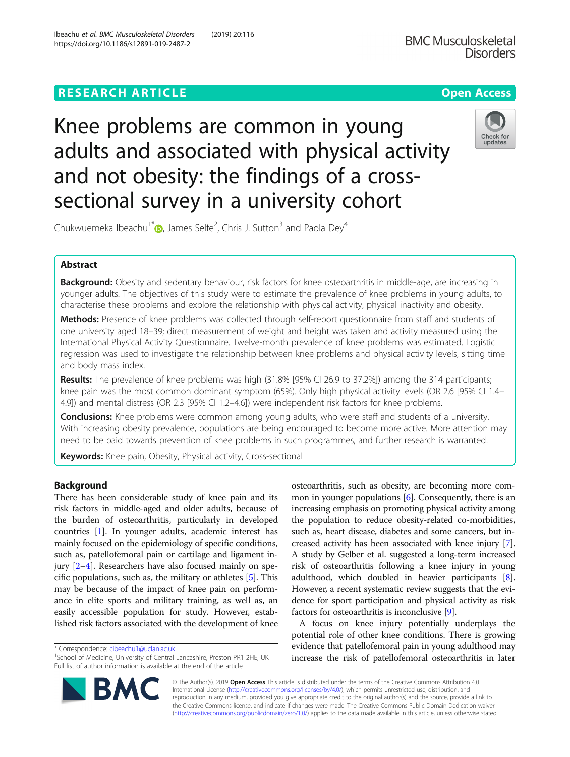# Knee problems are common in young adults and associated with physical activity and not obesity: the findings of a cross-sectional survey in a university cohort

Chukwuemeka Ibeachu[1*], James Selfe[2], Chris J. Sutton[3] and Paola Dey[4]

## Abstract

**Background:** Obesity and sedentary behaviour, risk factors for knee osteoarthritis in middle-age, are increasing in younger adults. The objectives of this study were to estimate the prevalence of knee problems in young adults, to characterise these problems and explore the relationship with physical activity, physical inactivity and obesity.

**Methods:** Presence of knee problems was collected through self-report questionnaire from staff and students of one university aged 18–39; direct measurement of weight and height was taken and activity measured using the International Physical Activity Questionnaire. Twelve-month prevalence of knee problems was estimated. Logistic regression was used to investigate the relationship between knee problems and physical activity levels, sitting time and body mass index.

**Results:** The prevalence of knee problems was high (31.8% [95% CI 26.9 to 37.2%]) among the 314 participants; knee pain was the most common dominant symptom (65%). Only high physical activity levels (OR 2.6 [95% CI 1.4–4.9]) and mental distress (OR 2.3 [95% CI 1.2–4.6]) were independent risk factors for knee problems.

**Conclusions:** Knee problems were common among young adults, who were staff and students of a university. With increasing obesity prevalence, populations are being encouraged to become more active. More attention may need to be paid towards prevention of knee problems in such programmes, and further research is warranted.

**Keywords:** Knee pain, Obesity, Physical activity, Cross-sectional

## Background

There has been considerable study of knee pain and its risk factors in middle-aged and older adults, because of the burden of osteoarthritis, particularly in developed countries [1]. In younger adults, academic interest has mainly focused on the epidemiology of specific conditions, such as, patellofemoral pain or cartilage and ligament injury [2–4]. Researchers have also focused mainly on specific populations, such as, the military or athletes [5]. This may be because of the impact of knee pain on performance in elite sports and military training, as well as, an easily accessible population for study. However, established risk factors associated with the development of knee osteoarthritis, such as obesity, are becoming more common in younger populations [6]. Consequently, there is an increasing emphasis on promoting physical activity among the population to reduce obesity-related co-morbidities, such as, heart disease, diabetes and some cancers, but increased activity has been associated with knee injury [7]. A study by Gelber et al. suggested a long-term increased risk of osteoarthritis following a knee injury in young adulthood, which doubled in heavier participants [8]. However, a recent systematic review suggests that the evidence for sport participation and physical activity as risk factors for osteoarthritis is inconclusive [9].

A focus on knee injury potentially underplays the potential role of other knee conditions. There is growing evidence that patellofemoral pain in young adulthood may increase the risk of patellofemoral osteoarthritis in later

\* Correspondence: cibeachu1@uclan.ac.uk
[1]School of Medicine, University of Central Lancashire, Preston PR1 2HE, UK
Full list of author information is available at the end of the article

© The Author(s). 2019 **Open Access** This article is distributed under the terms of the Creative Commons Attribution 4.0 International License (http://creativecommons.org/licenses/by/4.0/), which permits unrestricted use, distribution, and reproduction in any medium, provided you give appropriate credit to the original author(s) and the source, provide a link to the Creative Commons license, and indicate if changes were made. The Creative Commons Public Domain Dedication waiver (http://creativecommons.org/publicdomain/zero/1.0/) applies to the data made available in this article, unless otherwise stated.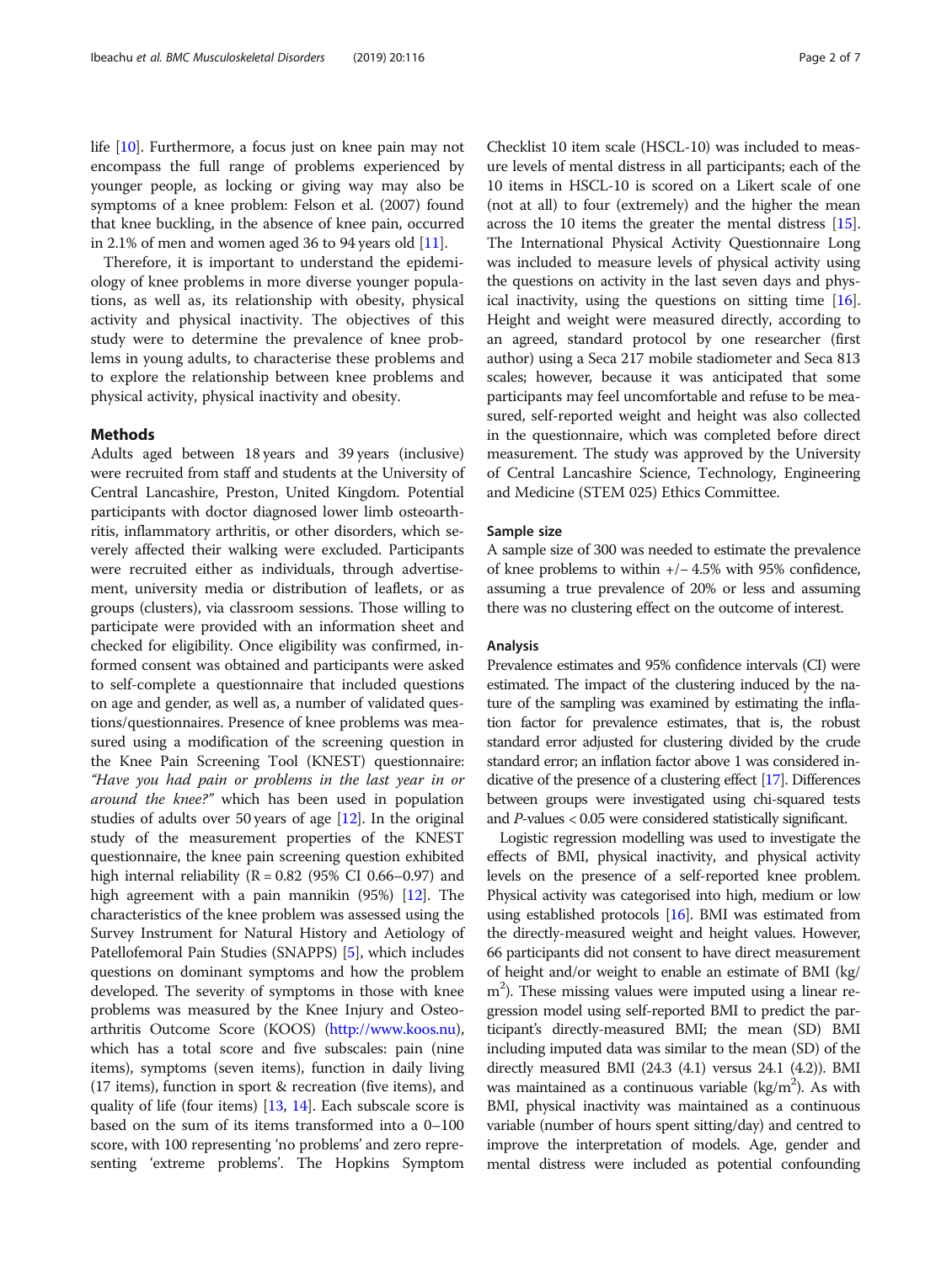life [10]. Furthermore, a focus just on knee pain may not encompass the full range of problems experienced by younger people, as locking or giving way may also be symptoms of a knee problem: Felson et al. (2007) found that knee buckling, in the absence of knee pain, occurred in 2.1% of men and women aged 36 to 94 years old [11].

Therefore, it is important to understand the epidemiology of knee problems in more diverse younger populations, as well as, its relationship with obesity, physical activity and physical inactivity. The objectives of this study were to determine the prevalence of knee problems in young adults, to characterise these problems and to explore the relationship between knee problems and physical activity, physical inactivity and obesity.

## Methods

Adults aged between 18 years and 39 years (inclusive) were recruited from staff and students at the University of Central Lancashire, Preston, United Kingdom. Potential participants with doctor diagnosed lower limb osteoarthritis, inflammatory arthritis, or other disorders, which severely affected their walking were excluded. Participants were recruited either as individuals, through advertisement, university media or distribution of leaflets, or as groups (clusters), via classroom sessions. Those willing to participate were provided with an information sheet and checked for eligibility. Once eligibility was confirmed, informed consent was obtained and participants were asked to self-complete a questionnaire that included questions on age and gender, as well as, a number of validated questions/questionnaires. Presence of knee problems was measured using a modification of the screening question in the Knee Pain Screening Tool (KNEST) questionnaire: *"Have you had pain or problems in the last year in or around the knee?"* which has been used in population studies of adults over 50 years of age [12]. In the original study of the measurement properties of the KNEST questionnaire, the knee pain screening question exhibited high internal reliability (R = 0.82 (95% CI 0.66–0.97) and high agreement with a pain mannikin (95%) [12]. The characteristics of the knee problem was assessed using the Survey Instrument for Natural History and Aetiology of Patellofemoral Pain Studies (SNAPPS) [5], which includes questions on dominant symptoms and how the problem developed. The severity of symptoms in those with knee problems was measured by the Knee Injury and Osteoarthritis Outcome Score (KOOS) (http://www.koos.nu), which has a total score and five subscales: pain (nine items), symptoms (seven items), function in daily living (17 items), function in sport & recreation (five items), and quality of life (four items) [13, 14]. Each subscale score is based on the sum of its items transformed into a 0–100 score, with 100 representing 'no problems' and zero representing 'extreme problems'. The Hopkins Symptom Checklist 10 item scale (HSCL-10) was included to measure levels of mental distress in all participants; each of the 10 items in HSCL-10 is scored on a Likert scale of one (not at all) to four (extremely) and the higher the mean across the 10 items the greater the mental distress [15]. The International Physical Activity Questionnaire Long was included to measure levels of physical activity using the questions on activity in the last seven days and physical inactivity, using the questions on sitting time [16]. Height and weight were measured directly, according to an agreed, standard protocol by one researcher (first author) using a Seca 217 mobile stadiometer and Seca 813 scales; however, because it was anticipated that some participants may feel uncomfortable and refuse to be measured, self-reported weight and height was also collected in the questionnaire, which was completed before direct measurement. The study was approved by the University of Central Lancashire Science, Technology, Engineering and Medicine (STEM 025) Ethics Committee.

### Sample size

A sample size of 300 was needed to estimate the prevalence of knee problems to within +/− 4.5% with 95% confidence, assuming a true prevalence of 20% or less and assuming there was no clustering effect on the outcome of interest.

### Analysis

Prevalence estimates and 95% confidence intervals (CI) were estimated. The impact of the clustering induced by the nature of the sampling was examined by estimating the inflation factor for prevalence estimates, that is, the robust standard error adjusted for clustering divided by the crude standard error; an inflation factor above 1 was considered indicative of the presence of a clustering effect [17]. Differences between groups were investigated using chi-squared tests and $P$-values < 0.05 were considered statistically significant.

Logistic regression modelling was used to investigate the effects of BMI, physical inactivity, and physical activity levels on the presence of a self-reported knee problem. Physical activity was categorised into high, medium or low using established protocols [16]. BMI was estimated from the directly-measured weight and height values. However, 66 participants did not consent to have direct measurement of height and/or weight to enable an estimate of BMI (kg/m$^2$). These missing values were imputed using a linear regression model using self-reported BMI to predict the participant's directly-measured BMI; the mean (SD) BMI including imputed data was similar to the mean (SD) of the directly measured BMI (24.3 (4.1) versus 24.1 (4.2)). BMI was maintained as a continuous variable (kg/m$^2$). As with BMI, physical inactivity was maintained as a continuous variable (number of hours spent sitting/day) and centred to improve the interpretation of models. Age, gender and mental distress were included as potential confounding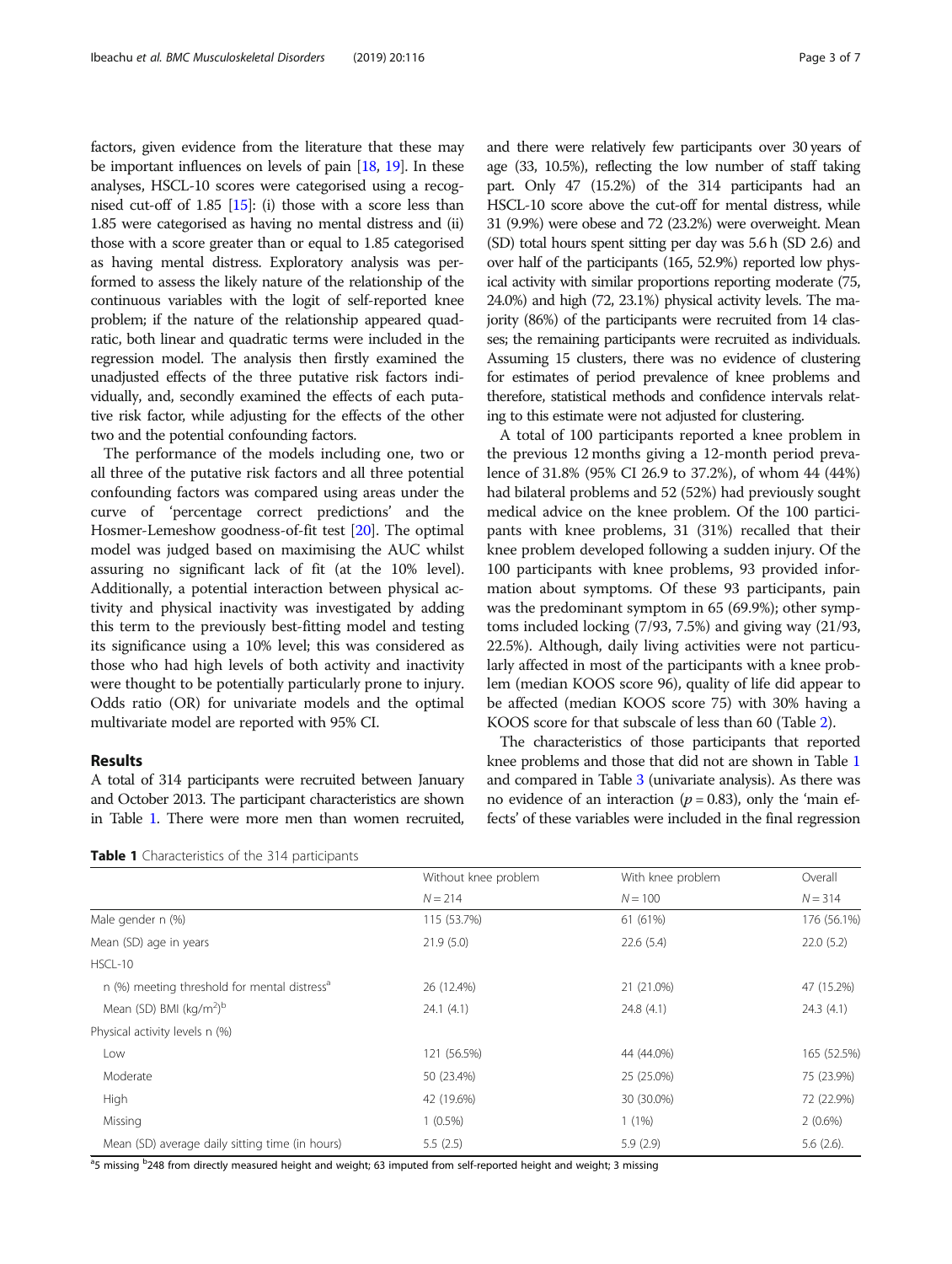factors, given evidence from the literature that these may be important influences on levels of pain [18, 19]. In these analyses, HSCL-10 scores were categorised using a recognised cut-off of 1.85 [15]: (i) those with a score less than 1.85 were categorised as having no mental distress and (ii) those with a score greater than or equal to 1.85 categorised as having mental distress. Exploratory analysis was performed to assess the likely nature of the relationship of the continuous variables with the logit of self-reported knee problem; if the nature of the relationship appeared quadratic, both linear and quadratic terms were included in the regression model. The analysis then firstly examined the unadjusted effects of the three putative risk factors individually, and, secondly examined the effects of each putative risk factor, while adjusting for the effects of the other two and the potential confounding factors.

The performance of the models including one, two or all three of the putative risk factors and all three potential confounding factors was compared using areas under the curve of 'percentage correct predictions' and the Hosmer-Lemeshow goodness-of-fit test [20]. The optimal model was judged based on maximising the AUC whilst assuring no significant lack of fit (at the 10% level). Additionally, a potential interaction between physical activity and physical inactivity was investigated by adding this term to the previously best-fitting model and testing its significance using a 10% level; this was considered as those who had high levels of both activity and inactivity were thought to be potentially particularly prone to injury. Odds ratio (OR) for univariate models and the optimal multivariate model are reported with 95% CI.

## Results

A total of 314 participants were recruited between January and October 2013. The participant characteristics are shown in Table 1. There were more men than women recruited, and there were relatively few participants over 30 years of age (33, 10.5%), reflecting the low number of staff taking part. Only 47 (15.2%) of the 314 participants had an HSCL-10 score above the cut-off for mental distress, while 31 (9.9%) were obese and 72 (23.2%) were overweight. Mean (SD) total hours spent sitting per day was 5.6 h (SD 2.6) and over half of the participants (165, 52.9%) reported low physical activity with similar proportions reporting moderate (75, 24.0%) and high (72, 23.1%) physical activity levels. The majority (86%) of the participants were recruited from 14 classes; the remaining participants were recruited as individuals. Assuming 15 clusters, there was no evidence of clustering for estimates of period prevalence of knee problems and therefore, statistical methods and confidence intervals relating to this estimate were not adjusted for clustering.

A total of 100 participants reported a knee problem in the previous 12 months giving a 12-month period prevalence of 31.8% (95% CI 26.9 to 37.2%), of whom 44 (44%) had bilateral problems and 52 (52%) had previously sought medical advice on the knee problem. Of the 100 participants with knee problems, 31 (31%) recalled that their knee problem developed following a sudden injury. Of the 100 participants with knee problems, 93 provided information about symptoms. Of these 93 participants, pain was the predominant symptom in 65 (69.9%); other symptoms included locking (7/93, 7.5%) and giving way (21/93, 22.5%). Although, daily living activities were not particularly affected in most of the participants with a knee problem (median KOOS score 96), quality of life did appear to be affected (median KOOS score 75) with 30% having a KOOS score for that subscale of less than 60 (Table 2).

The characteristics of those participants that reported knee problems and those that did not are shown in Table 1 and compared in Table 3 (univariate analysis). As there was no evidence of an interaction ($p = 0.83$), only the 'main effects' of these variables were included in the final regression

**Table 1** Characteristics of the 314 participants

| | Without knee problem | With knee problem | Overall |
|---|---|---|---|
| | $N = 214$ | $N = 100$ | $N = 314$ |
| Male gender n (%) | 115 (53.7%) | 61 (61%) | 176 (56.1%) |
| Mean (SD) age in years | 21.9 (5.0) | 22.6 (5.4) | 22.0 (5.2) |
| HSCL-10 | | | |
| n (%) meeting threshold for mental distress[a] | 26 (12.4%) | 21 (21.0%) | 47 (15.2%) |
| Mean (SD) BMI (kg/m$^2$)[b] | 24.1 (4.1) | 24.8 (4.1) | 24.3 (4.1) |
| Physical activity levels n (%) | | | |
| Low | 121 (56.5%) | 44 (44.0%) | 165 (52.5%) |
| Moderate | 50 (23.4%) | 25 (25.0%) | 75 (23.9%) |
| High | 42 (19.6%) | 30 (30.0%) | 72 (22.9%) |
| Missing | 1 (0.5%) | 1 (1%) | 2 (0.6%) |
| Mean (SD) average daily sitting time (in hours) | 5.5 (2.5) | 5.9 (2.9) | 5.6 (2.6). |

[a]5 missing [b]248 from directly measured height and weight; 63 imputed from self-reported height and weight; 3 missing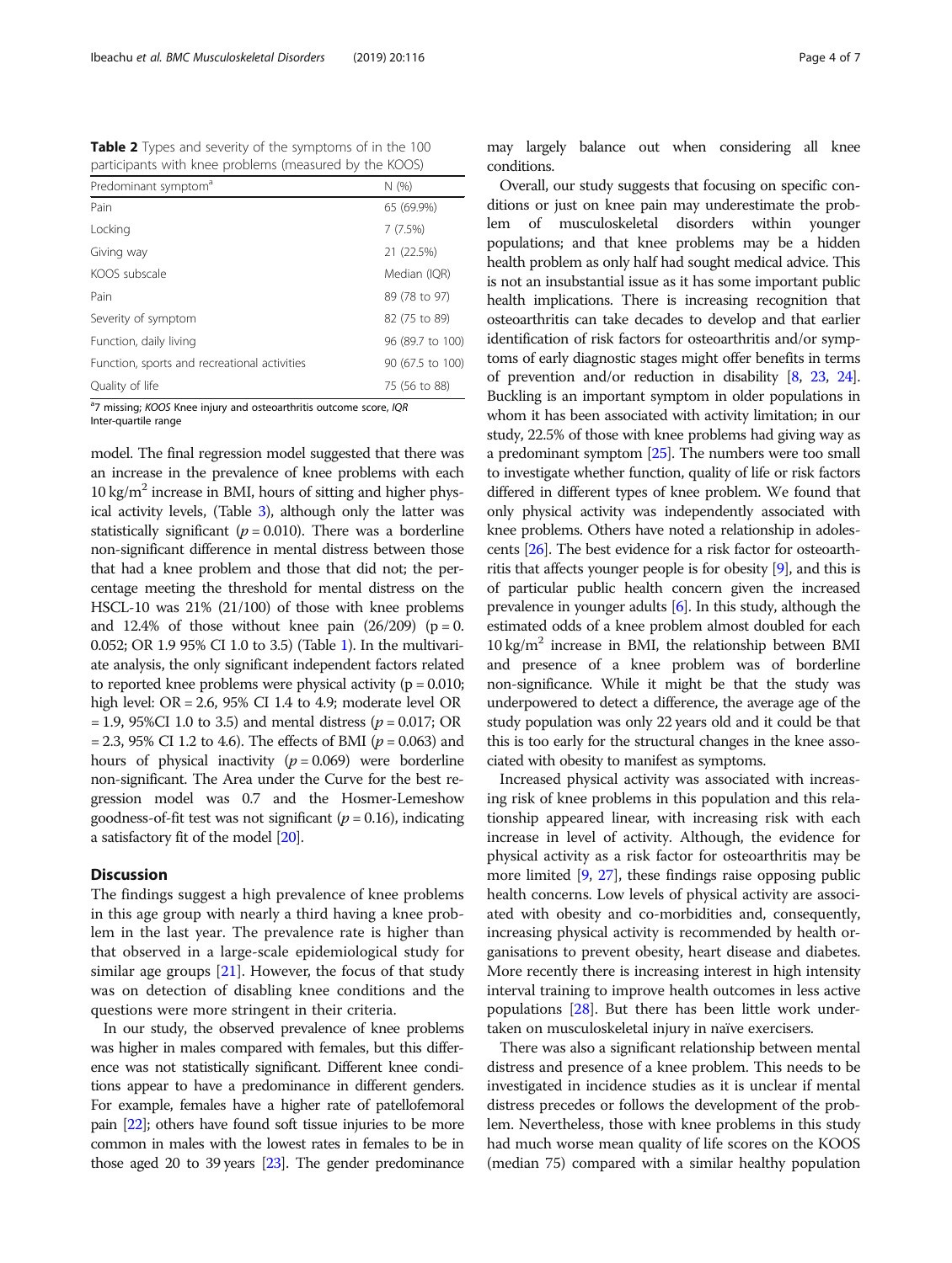**Table 2** Types and severity of the symptoms of in the 100 participants with knee problems (measured by the KOOS)

| Predominant symptom[a] | N (%) |
|---|---|
| Pain | 65 (69.9%) |
| Locking | 7 (7.5%) |
| Giving way | 21 (22.5%) |
| KOOS subscale | Median (IQR) |
| Pain | 89 (78 to 97) |
| Severity of symptom | 82 (75 to 89) |
| Function, daily living | 96 (89.7 to 100) |
| Function, sports and recreational activities | 90 (67.5 to 100) |
| Quality of life | 75 (56 to 88) |

[a]7 missing; *KOOS* Knee injury and osteoarthritis outcome score, *IQR* Inter-quartile range

model. The final regression model suggested that there was an increase in the prevalence of knee problems with each 10 kg/m$^2$ increase in BMI, hours of sitting and higher physical activity levels, (Table 3), although only the latter was statistically significant ($p = 0.010$). There was a borderline non-significant difference in mental distress between those that had a knee problem and those that did not; the percentage meeting the threshold for mental distress on the HSCL-10 was 21% (21/100) of those with knee problems and 12.4% of those without knee pain (26/209) (p = 0. 0.052; OR 1.9 95% CI 1.0 to 3.5) (Table 1). In the multivariate analysis, the only significant independent factors related to reported knee problems were physical activity (p = 0.010; high level: OR = 2.6, 95% CI 1.4 to 4.9; moderate level OR = 1.9, 95%CI 1.0 to 3.5) and mental distress ($p = 0.017$; OR = 2.3, 95% CI 1.2 to 4.6). The effects of BMI ($p = 0.063$) and hours of physical inactivity ($p = 0.069$) were borderline non-significant. The Area under the Curve for the best regression model was 0.7 and the Hosmer-Lemeshow goodness-of-fit test was not significant ($p = 0.16$), indicating a satisfactory fit of the model [20].

## Discussion

The findings suggest a high prevalence of knee problems in this age group with nearly a third having a knee problem in the last year. The prevalence rate is higher than that observed in a large-scale epidemiological study for similar age groups [21]. However, the focus of that study was on detection of disabling knee conditions and the questions were more stringent in their criteria.

In our study, the observed prevalence of knee problems was higher in males compared with females, but this difference was not statistically significant. Different knee conditions appear to have a predominance in different genders. For example, females have a higher rate of patellofemoral pain [22]; others have found soft tissue injuries to be more common in males with the lowest rates in females to be in those aged 20 to 39 years [23]. The gender predominance may largely balance out when considering all knee conditions.

Overall, our study suggests that focusing on specific conditions or just on knee pain may underestimate the problem of musculoskeletal disorders within younger populations; and that knee problems may be a hidden health problem as only half had sought medical advice. This is not an insubstantial issue as it has some important public health implications. There is increasing recognition that osteoarthritis can take decades to develop and that earlier identification of risk factors for osteoarthritis and/or symptoms of early diagnostic stages might offer benefits in terms of prevention and/or reduction in disability [8, 23, 24]. Buckling is an important symptom in older populations in whom it has been associated with activity limitation; in our study, 22.5% of those with knee problems had giving way as a predominant symptom [25]. The numbers were too small to investigate whether function, quality of life or risk factors differed in different types of knee problem. We found that only physical activity was independently associated with knee problems. Others have noted a relationship in adolescents [26]. The best evidence for a risk factor for osteoarthritis that affects younger people is for obesity [9], and this is of particular public health concern given the increased prevalence in younger adults [6]. In this study, although the estimated odds of a knee problem almost doubled for each 10 kg/m$^2$ increase in BMI, the relationship between BMI and presence of a knee problem was of borderline non-significance. While it might be that the study was underpowered to detect a difference, the average age of the study population was only 22 years old and it could be that this is too early for the structural changes in the knee associated with obesity to manifest as symptoms.

Increased physical activity was associated with increasing risk of knee problems in this population and this relationship appeared linear, with increasing risk with each increase in level of activity. Although, the evidence for physical activity as a risk factor for osteoarthritis may be more limited [9, 27], these findings raise opposing public health concerns. Low levels of physical activity are associated with obesity and co-morbidities and, consequently, increasing physical activity is recommended by health organisations to prevent obesity, heart disease and diabetes. More recently there is increasing interest in high intensity interval training to improve health outcomes in less active populations [28]. But there has been little work undertaken on musculoskeletal injury in naïve exercisers.

There was also a significant relationship between mental distress and presence of a knee problem. This needs to be investigated in incidence studies as it is unclear if mental distress precedes or follows the development of the problem. Nevertheless, those with knee problems in this study had much worse mean quality of life scores on the KOOS (median 75) compared with a similar healthy population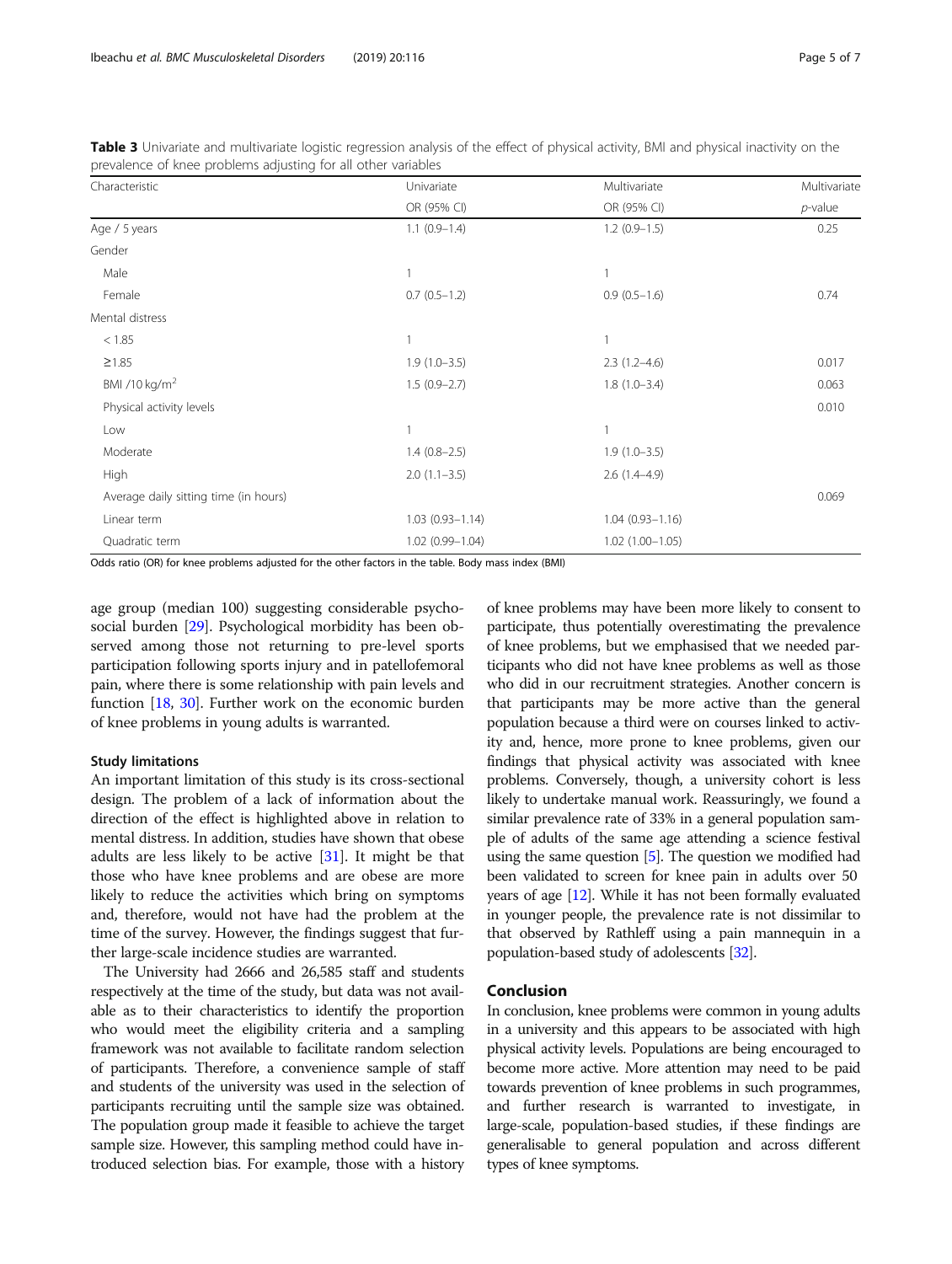**Table 3** Univariate and multivariate logistic regression analysis of the effect of physical activity, BMI and physical inactivity on the prevalence of knee problems adjusting for all other variables

| Characteristic | Univariate | Multivariate | Multivariate |
|---|---|---|---|
| | OR (95% CI) | OR (95% CI) | *p*-value |
| Age / 5 years | 1.1 (0.9–1.4) | 1.2 (0.9–1.5) | 0.25 |
| Gender | | | |
| Male | 1 | 1 | |
| Female | 0.7 (0.5–1.2) | 0.9 (0.5–1.6) | 0.74 |
| Mental distress | | | |
| < 1.85 | 1 | 1 | |
| ≥1.85 | 1.9 (1.0–3.5) | 2.3 (1.2–4.6) | 0.017 |
| BMI /10 kg/m$^2$ | 1.5 (0.9–2.7) | 1.8 (1.0–3.4) | 0.063 |
| Physical activity levels | | | 0.010 |
| Low | 1 | 1 | |
| Moderate | 1.4 (0.8–2.5) | 1.9 (1.0–3.5) | |
| High | 2.0 (1.1–3.5) | 2.6 (1.4–4.9) | |
| Average daily sitting time (in hours) | | | 0.069 |
| Linear term | 1.03 (0.93–1.14) | 1.04 (0.93–1.16) | |
| Quadratic term | 1.02 (0.99–1.04) | 1.02 (1.00–1.05) | |

Odds ratio (OR) for knee problems adjusted for the other factors in the table. Body mass index (BMI)

age group (median 100) suggesting considerable psychosocial burden [29]. Psychological morbidity has been observed among those not returning to pre-level sports participation following sports injury and in patellofemoral pain, where there is some relationship with pain levels and function [18, 30]. Further work on the economic burden of knee problems in young adults is warranted.

### Study limitations

An important limitation of this study is its cross-sectional design. The problem of a lack of information about the direction of the effect is highlighted above in relation to mental distress. In addition, studies have shown that obese adults are less likely to be active [31]. It might be that those who have knee problems and are obese are more likely to reduce the activities which bring on symptoms and, therefore, would not have had the problem at the time of the survey. However, the findings suggest that further large-scale incidence studies are warranted.

The University had 2666 and 26,585 staff and students respectively at the time of the study, but data was not available as to their characteristics to identify the proportion who would meet the eligibility criteria and a sampling framework was not available to facilitate random selection of participants. Therefore, a convenience sample of staff and students of the university was used in the selection of participants recruiting until the sample size was obtained. The population group made it feasible to achieve the target sample size. However, this sampling method could have introduced selection bias. For example, those with a history of knee problems may have been more likely to consent to participate, thus potentially overestimating the prevalence of knee problems, but we emphasised that we needed participants who did not have knee problems as well as those who did in our recruitment strategies. Another concern is that participants may be more active than the general population because a third were on courses linked to activity and, hence, more prone to knee problems, given our findings that physical activity was associated with knee problems. Conversely, though, a university cohort is less likely to undertake manual work. Reassuringly, we found a similar prevalence rate of 33% in a general population sample of adults of the same age attending a science festival using the same question [5]. The question we modified had been validated to screen for knee pain in adults over 50 years of age [12]. While it has not been formally evaluated in younger people, the prevalence rate is not dissimilar to that observed by Rathleff using a pain mannequin in a population-based study of adolescents [32].

## Conclusion

In conclusion, knee problems were common in young adults in a university and this appears to be associated with high physical activity levels. Populations are being encouraged to become more active. More attention may need to be paid towards prevention of knee problems in such programmes, and further research is warranted to investigate, in large-scale, population-based studies, if these findings are generalisable to general population and across different types of knee symptoms.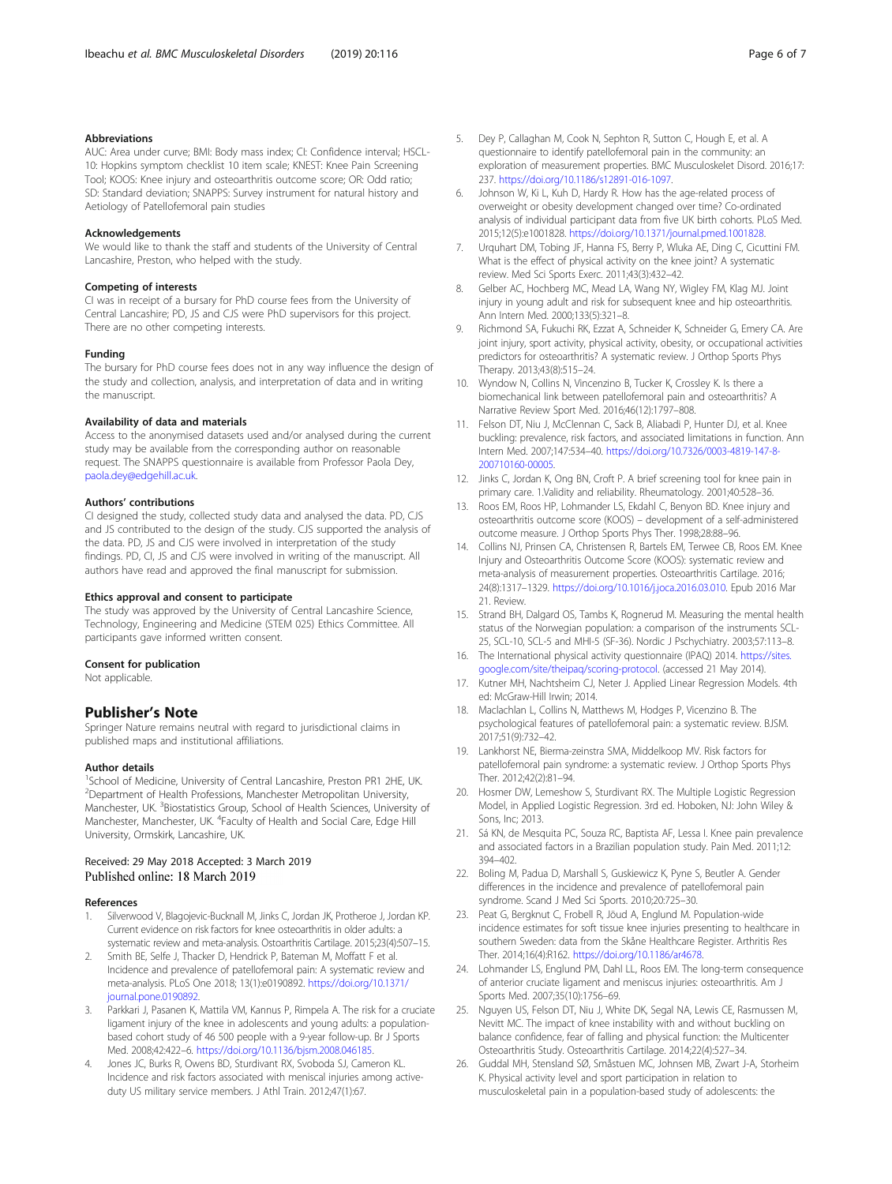### Abbreviations

AUC: Area under curve; BMI: Body mass index; CI: Confidence interval; HSCL-10: Hopkins symptom checklist 10 item scale; KNEST: Knee Pain Screening Tool; KOOS: Knee injury and osteoarthritis outcome score; OR: Odd ratio; SD: Standard deviation; SNAPPS: Survey instrument for natural history and Aetiology of Patellofemoral pain studies

### Acknowledgements

We would like to thank the staff and students of the University of Central Lancashire, Preston, who helped with the study.

### Competing of interests

CI was in receipt of a bursary for PhD course fees from the University of Central Lancashire; PD, JS and CJS were PhD supervisors for this project. There are no other competing interests.

### Funding

The bursary for PhD course fees does not in any way influence the design of the study and collection, analysis, and interpretation of data and in writing the manuscript.

### Availability of data and materials

Access to the anonymised datasets used and/or analysed during the current study may be available from the corresponding author on reasonable request. The SNAPPS questionnaire is available from Professor Paola Dey, paola.dey@edgehill.ac.uk.

### Authors' contributions

CI designed the study, collected study data and analysed the data. PD, CJS and JS contributed to the design of the study. CJS supported the analysis of the data. PD, JS and CJS were involved in interpretation of the study findings. PD, CI, JS and CJS were involved in writing of the manuscript. All authors have read and approved the final manuscript for submission.

### Ethics approval and consent to participate

The study was approved by the University of Central Lancashire Science, Technology, Engineering and Medicine (STEM 025) Ethics Committee. All participants gave informed written consent.

### Consent for publication

Not applicable.

## Publisher's Note

Springer Nature remains neutral with regard to jurisdictional claims in published maps and institutional affiliations.

### Author details

[1]School of Medicine, University of Central Lancashire, Preston PR1 2HE, UK. [2]Department of Health Professions, Manchester Metropolitan University, Manchester, UK. [3]Biostatistics Group, School of Health Sciences, University of Manchester, Manchester, UK. [4]Faculty of Health and Social Care, Edge Hill University, Ormskirk, Lancashire, UK.

Received: 29 May 2018 Accepted: 3 March 2019
Published online: 18 March 2019

### References

1. Silverwood V, Blagojevic-Bucknall M, Jinks C, Jordan JK, Protheroe J, Jordan KP. Current evidence on risk factors for knee osteoarthritis in older adults: a systematic review and meta-analysis. Ostoarthritis Cartilage. 2015;23(4):507–15.
2. Smith BE, Selfe J, Thacker D, Hendrick P, Bateman M, Moffatt F et al. Incidence and prevalence of patellofemoral pain: A systematic review and meta-analysis. PLoS One 2018; 13(1):e0190892. https://doi.org/10.1371/journal.pone.0190892.
3. Parkkari J, Pasanen K, Mattila VM, Kannus P, Rimpela A. The risk for a cruciate ligament injury of the knee in adolescents and young adults: a population-based cohort study of 46 500 people with a 9-year follow-up. Br J Sports Med. 2008;42:422–6. https://doi.org/10.1136/bjsm.2008.046185.
4. Jones JC, Burks R, Owens BD, Sturdivant RX, Svoboda SJ, Cameron KL. Incidence and risk factors associated with meniscal injuries among active-duty US military service members. J Athl Train. 2012;47(1):67.
5. Dey P, Callaghan M, Cook N, Sephton R, Sutton C, Hough E, et al. A questionnaire to identify patellofemoral pain in the community: an exploration of measurement properties. BMC Musculoskelet Disord. 2016;17:237. https://doi.org/10.1186/s12891-016-1097.
6. Johnson W, Ki L, Kuh D, Hardy R. How has the age-related process of overweight or obesity development changed over time? Co-ordinated analysis of individual participant data from five UK birth cohorts. PLoS Med. 2015;12(5):e1001828. https://doi.org/10.1371/journal.pmed.1001828.
7. Urquhart DM, Tobing JF, Hanna FS, Berry P, Wluka AE, Ding C, Cicuttini FM. What is the effect of physical activity on the knee joint? A systematic review. Med Sci Sports Exerc. 2011;43(3):432–42.
8. Gelber AC, Hochberg MC, Mead LA, Wang NY, Wigley FM, Klag MJ. Joint injury in young adult and risk for subsequent knee and hip osteoarthritis. Ann Intern Med. 2000;133(5):321–8.
9. Richmond SA, Fukuchi RK, Ezzat A, Schneider K, Schneider G, Emery CA. Are joint injury, sport activity, physical activity, obesity, or occupational activities predictors for osteoarthritis? A systematic review. J Orthop Sports Phys Therapy. 2013;43(8):515–24.
10. Wyndow N, Collins N, Vincenzino B, Tucker K, Crossley K. Is there a biomechanical link between patellofemoral pain and osteoarthritis? A Narrative Review Sport Med. 2016;46(12):1797–808.
11. Felson DT, Niu J, McClennan C, Sack B, Aliabadi P, Hunter DJ, et al. Knee buckling: prevalence, risk factors, and associated limitations in function. Ann Intern Med. 2007;147:534–40. https://doi.org/10.7326/0003-4819-147-8-200710160-00005.
12. Jinks C, Jordan K, Ong BN, Croft P. A brief screening tool for knee pain in primary care. 1.Validity and reliability. Rheumatology. 2001;40:528–36.
13. Roos EM, Roos HP, Lohmander LS, Ekdahl C, Benyon BD. Knee injury and osteoarthritis outcome score (KOOS) – development of a self-administered outcome measure. J Orthop Sports Phys Ther. 1998;28:88–96.
14. Collins NJ, Prinsen CA, Christensen R, Bartels EM, Terwee CB, Roos EM. Knee Injury and Osteoarthritis Outcome Score (KOOS): systematic review and meta-analysis of measurement properties. Osteoarthritis Cartilage. 2016; 24(8):1317–1329. https://doi.org/10.1016/j.joca.2016.03.010. Epub 2016 Mar 21. Review.
15. Strand BH, Dalgard OS, Tambs K, Rognerud M. Measuring the mental health status of the Norwegian population: a comparison of the instruments SCL-25, SCL-10, SCL-5 and MHI-5 (SF-36). Nordic J Pschychiatry. 2003;57:113–8.
16. The International physical activity questionnaire (IPAQ) 2014. https://sites.google.com/site/theipaq/scoring-protocol. (accessed 21 May 2014).
17. Kutner MH, Nachtsheim CJ, Neter J. Applied Linear Regression Models. 4th ed: McGraw-Hill Irwin; 2014.
18. Maclachlan L, Collins N, Matthews M, Hodges P, Vicenzino B. The psychological features of patellofemoral pain: a systematic review. BJSM. 2017;51(9):732–42.
19. Lankhorst NE, Bierma-zeinstra SMA, Middelkoop MV. Risk factors for patellofemoral pain syndrome: a systematic review. J Orthop Sports Phys Ther. 2012;42(2):81–94.
20. Hosmer DW, Lemeshow S, Sturdivant RX. The Multiple Logistic Regression Model, in Applied Logistic Regression. 3rd ed. Hoboken, NJ: John Wiley & Sons, Inc; 2013.
21. Sá KN, de Mesquita PC, Souza RC, Baptista AF, Lessa I. Knee pain prevalence and associated factors in a Brazilian population study. Pain Med. 2011;12:394–402.
22. Boling M, Padua D, Marshall S, Guskiewicz K, Pyne S, Beutler A. Gender differences in the incidence and prevalence of patellofemoral pain syndrome. Scand J Med Sci Sports. 2010;20:725–30.
23. Peat G, Bergknut C, Frobell R, Jöud A, Englund M. Population-wide incidence estimates for soft tissue knee injuries presenting to healthcare in southern Sweden: data from the Skåne Healthcare Register. Arthritis Res Ther. 2014;16(4):R162. https://doi.org/10.1186/ar4678.
24. Lohmander LS, Englund PM, Dahl LL, Roos EM. The long-term consequence of anterior cruciate ligament and meniscus injuries: osteoarthritis. Am J Sports Med. 2007;35(10):1756–69.
25. Nguyen US, Felson DT, Niu J, White DK, Segal NA, Lewis CE, Rasmussen M, Nevitt MC. The impact of knee instability with and without buckling on balance confidence, fear of falling and physical function: the Multicenter Osteoarthritis Study. Osteoarthritis Cartilage. 2014;22(4):527–34.
26. Guddal MH, Stensland SØ, Småstuen MC, Johnsen MB, Zwart J-A, Storheim K. Physical activity level and sport participation in relation to musculoskeletal pain in a population-based study of adolescents: the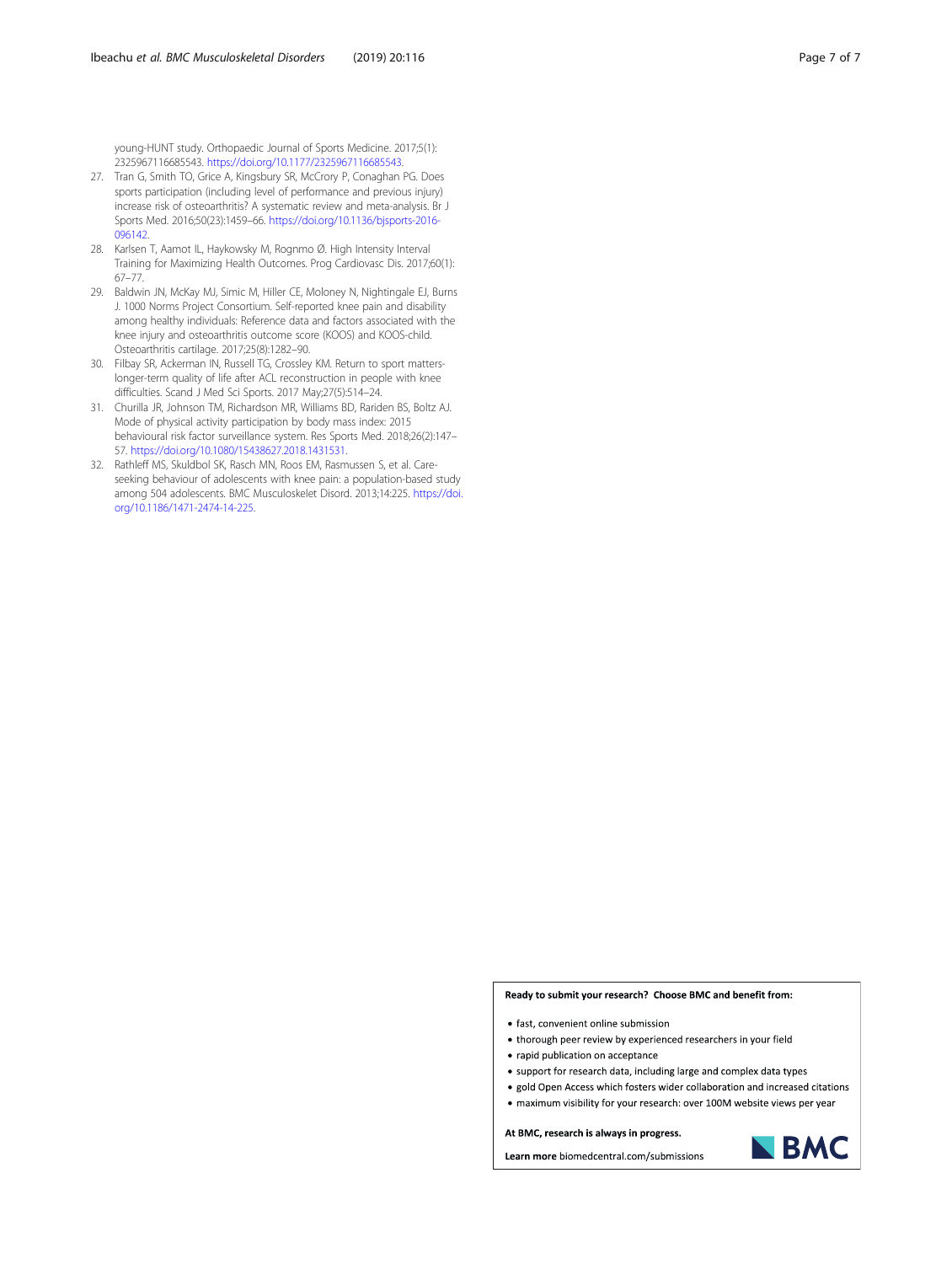young-HUNT study. Orthopaedic Journal of Sports Medicine. 2017;5(1): 2325967116685543. https://doi.org/10.1177/2325967116685543.

27. Tran G, Smith TO, Grice A, Kingsbury SR, McCrory P, Conaghan PG. Does sports participation (including level of performance and previous injury) increase risk of osteoarthritis? A systematic review and meta-analysis. Br J Sports Med. 2016;50(23):1459–66. https://doi.org/10.1136/bjsports-2016-096142.
28. Karlsen T, Aamot IL, Haykowsky M, Rognmo Ø. High Intensity Interval Training for Maximizing Health Outcomes. Prog Cardiovasc Dis. 2017;60(1): 67–77.
29. Baldwin JN, McKay MJ, Simic M, Hiller CE, Moloney N, Nightingale EJ, Burns J. 1000 Norms Project Consortium. Self-reported knee pain and disability among healthy individuals: Reference data and factors associated with the knee injury and osteoarthritis outcome score (KOOS) and KOOS-child. Osteoarthritis cartilage. 2017;25(8):1282–90.
30. Filbay SR, Ackerman IN, Russell TG, Crossley KM. Return to sport matters-longer-term quality of life after ACL reconstruction in people with knee difficulties. Scand J Med Sci Sports. 2017 May;27(5):514–24.
31. Churilla JR, Johnson TM, Richardson MR, Williams BD, Rariden BS, Boltz AJ. Mode of physical activity participation by body mass index: 2015 behavioural risk factor surveillance system. Res Sports Med. 2018;26(2):147–57. https://doi.org/10.1080/15438627.2018.1431531.
32. Rathleff MS, Skuldbol SK, Rasch MN, Roos EM, Rasmussen S, et al. Care-seeking behaviour of adolescents with knee pain: a population-based study among 504 adolescents. BMC Musculoskelet Disord. 2013;14:225. https://doi.org/10.1186/1471-2474-14-225.

**Ready to submit your research? Choose BMC and benefit from:**

- fast, convenient online submission
- thorough peer review by experienced researchers in your field
- rapid publication on acceptance
- support for research data, including large and complex data types
- gold Open Access which fosters wider collaboration and increased citations
- maximum visibility for your research: over 100M website views per year

**At BMC, research is always in progress.**

**Learn more** biomedcentral.com/submissions

BMC